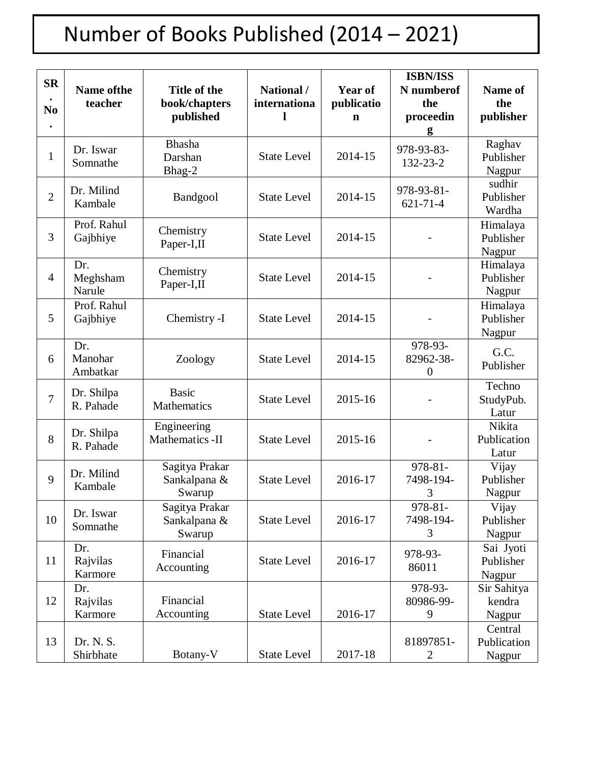# Number of Books Published (2014 – 2021)

| SR. No. | Name ofthe teacher | Title of the book/chapters published | National / international | Year of publication | ISBN/ISSN numberof the proceeding | Name of the publisher |
|---|---|---|---|---|---|---|
| 1 | Dr. Iswar Somnathe | Bhasha Darshan Bhag-2 | State Level | 2014-15 | 978-93-83-132-23-2 | Raghav Publisher Nagpur |
| 2 | Dr. Milind Kambale | Bandgool | State Level | 2014-15 | 978-93-81-621-71-4 | sudhir Publisher Wardha |
| 3 | Prof. Rahul Gajbhiye | Chemistry Paper-I,II | State Level | 2014-15 | - | Himalaya Publisher Nagpur |
| 4 | Dr. Meghsham Narule | Chemistry Paper-I,II | State Level | 2014-15 | - | Himalaya Publisher Nagpur |
| 5 | Prof. Rahul Gajbhiye | Chemistry -I | State Level | 2014-15 | - | Himalaya Publisher Nagpur |
| 6 | Dr. Manohar Ambatkar | Zoology | State Level | 2014-15 | 978-93-82962-38-0 | G.C. Publisher |
| 7 | Dr. Shilpa R. Pahade | Basic Mathematics | State Level | 2015-16 | - | Techno StudyPub. Latur |
| 8 | Dr. Shilpa R. Pahade | Engineering Mathematics -II | State Level | 2015-16 | - | Nikita Publication Latur |
| 9 | Dr. Milind Kambale | Sagitya Prakar Sankalpana & Swarup | State Level | 2016-17 | 978-81-7498-194-3 | Vijay Publisher Nagpur |
| 10 | Dr. Iswar Somnathe | Sagitya Prakar Sankalpana & Swarup | State Level | 2016-17 | 978-81-7498-194-3 | Vijay Publisher Nagpur |
| 11 | Dr. Rajvilas Karmore | Financial Accounting | State Level | 2016-17 | 978-93-86011 | Sai Jyoti Publisher Nagpur |
| 12 | Dr. Rajvilas Karmore | Financial Accounting | State Level | 2016-17 | 978-93-80986-99-9 | Sir Sahitya kendra Nagpur |
| 13 | Dr. N. S. Shirbhate | Botany-V | State Level | 2017-18 | 81897851-2 | Central Publication Nagpur |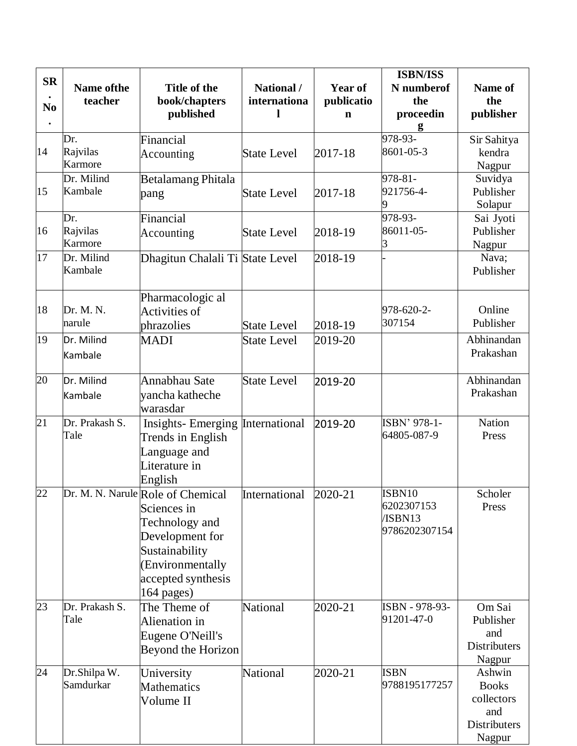| SR. No. | Name ofthe teacher | Title of the book/chapters published | National / international | Year of publication | ISBN/ISSN numberof the proceeding | Name of the publisher |
|---|---|---|---|---|---|---|
| 14 | Dr. Rajvilas Karmore | Financial Accounting | State Level | 2017-18 | 978-93-8601-05-3 | Sir Sahitya kendra Nagpur |
| 15 | Dr. Milind Kambale | Betalamang Phitala pang | State Level | 2017-18 | 978-81-921756-4-9 | Suvidya Publisher Solapur |
| 16 | Dr. Rajvilas Karmore | Financial Accounting | State Level | 2018-19 | 978-93-86011-05-3 | Sai Jyoti Publisher Nagpur |
| 17 | Dr. Milind Kambale | Dhagitun Chalali Ti | State Level | 2018-19 | - | Nava; Publisher |
| 18 | Dr. M. N. narule | Pharmacologic al Activities of phrazolies | State Level | 2018-19 | 978-620-2-307154 | Online Publisher |
| 19 | Dr. Milind Kambale | MADI | State Level | 2019-20 | | Abhinandan Prakashan |
| 20 | Dr. Milind Kambale | Annabhau Sate yancha katheche warasdar | State Level | 2019-20 | | Abhinandan Prakashan |
| 21 | Dr. Prakash S. Tale | Insights- Emerging Trends in English Language and Literature in English | International | 2019-20 | ISBN' 978-1-64805-087-9 | Nation Press |
| 22 | Dr. M. N. Narule | Role of Chemical Sciences in Technology and Development for Sustainability (Environmentally accepted synthesis 164 pages) | International | 2020-21 | ISBN10 6202307153 /ISBN13 9786202307154 | Scholer Press |
| 23 | Dr. Prakash S. Tale | The Theme of Alienation in Eugene O'Neill's Beyond the Horizon | National | 2020-21 | ISBN - 978-93-91201-47-0 | Om Sai Publisher and Distributers Nagpur |
| 24 | Dr.Shilpa W. Samdurkar | University Mathematics Volume II | National | 2020-21 | ISBN 9788195177257 | Ashwin Books collectors and Distributers Nagpur |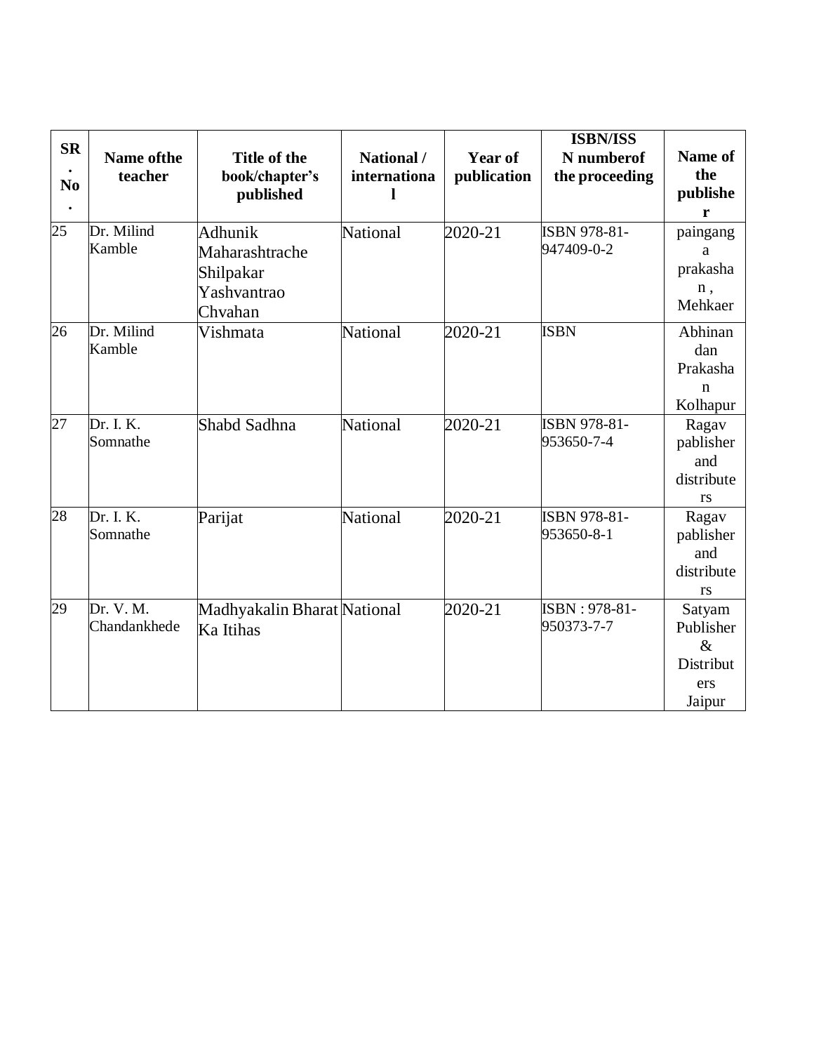| SR. No. | Name ofthe teacher | Title of the book/chapter's published | National / international | Year of publication | ISBN/ISSN numberof the proceeding | Name of the publisher |
|---|---|---|---|---|---|---|
| 25 | Dr. Milind Kamble | Adhunik Maharashtrache Shilpakar Yashvantrao Chvahan | National | 2020-21 | ISBN 978-81-947409-0-2 | paingang a prakashan , Mehkaer |
| 26 | Dr. Milind Kamble | Vishmata | National | 2020-21 | ISBN | Abhinandan Prakashan Kolhapur |
| 27 | Dr. I. K. Somnathe | Shabd Sadhna | National | 2020-21 | ISBN 978-81-953650-7-4 | Ragav pablisher and distributers |
| 28 | Dr. I. K. Somnathe | Parijat | National | 2020-21 | ISBN 978-81-953650-8-1 | Ragav pablisher and distributers |
| 29 | Dr. V. M. Chandankhede | Madhyakalin Bharat Ka Itihas | National | 2020-21 | ISBN : 978-81-950373-7-7 | Satyam Publisher & Distributers Jaipur |